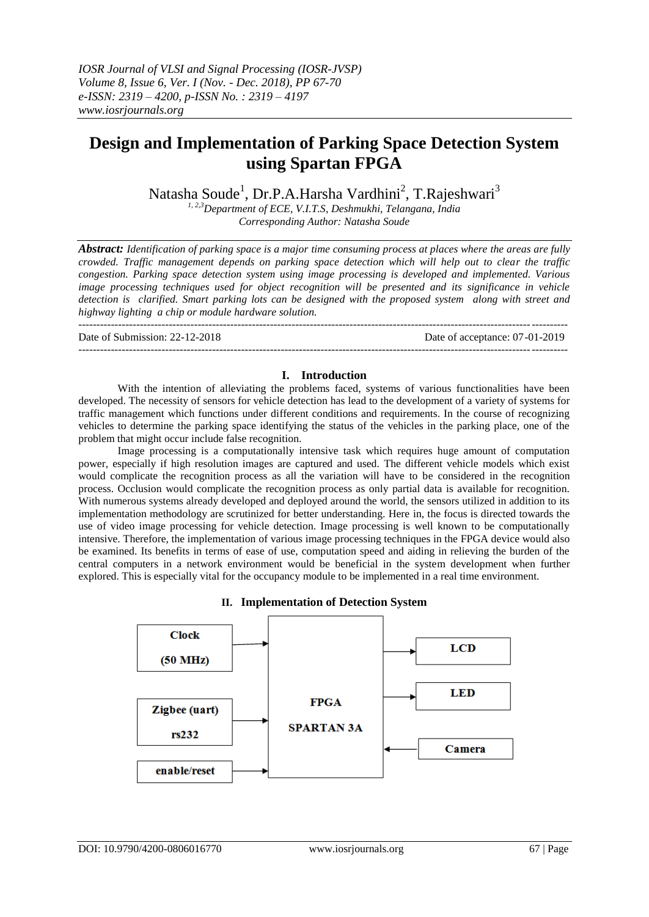# Design and Implementation of Parking Space Detection System using Spartan FPGA

Natasha Soude[1], Dr.P.A.Harsha Vardhini[2], T.Rajeshwari[3]

[1, 2,3]Department of ECE, V.I.T.S, Deshmukhi, Telangana, India
Corresponding Author: Natasha Soude

***Abstract:*** *Identification of parking space is a major time consuming process at places where the areas are fully crowded. Traffic management depends on parking space detection which will help out to clear the traffic congestion. Parking space detection system using image processing is developed and implemented. Various image processing techniques used for object recognition will be presented and its significance in vehicle detection is clarified. Smart parking lots can be designed with the proposed system along with street and highway lighting a chip or module hardware solution.*

---

Date of Submission: 22-12-2018 | Date of acceptance: 07-01-2019

---

## I. Introduction

With the intention of alleviating the problems faced, systems of various functionalities have been developed. The necessity of sensors for vehicle detection has lead to the development of a variety of systems for traffic management which functions under different conditions and requirements. In the course of recognizing vehicles to determine the parking space identifying the status of the vehicles in the parking place, one of the problem that might occur include false recognition.

Image processing is a computationally intensive task which requires huge amount of computation power, especially if high resolution images are captured and used. The different vehicle models which exist would complicate the recognition process as all the variation will have to be considered in the recognition process. Occlusion would complicate the recognition process as only partial data is available for recognition. With numerous systems already developed and deployed around the world, the sensors utilized in addition to its implementation methodology are scrutinized for better understanding. Here in, the focus is directed towards the use of video image processing for vehicle detection. Image processing is well known to be computationally intensive. Therefore, the implementation of various image processing techniques in the FPGA device would also be examined. Its benefits in terms of ease of use, computation speed and aiding in relieving the burden of the central computers in a network environment would be beneficial in the system development when further explored. This is especially vital for the occupancy module to be implemented in a real time environment.

## II. Implementation of Detection System

Clock (50 MHz)

Zigbee (uart) rs232

enable/reset

FPGA SPARTAN 3A

LCD

LED

Camera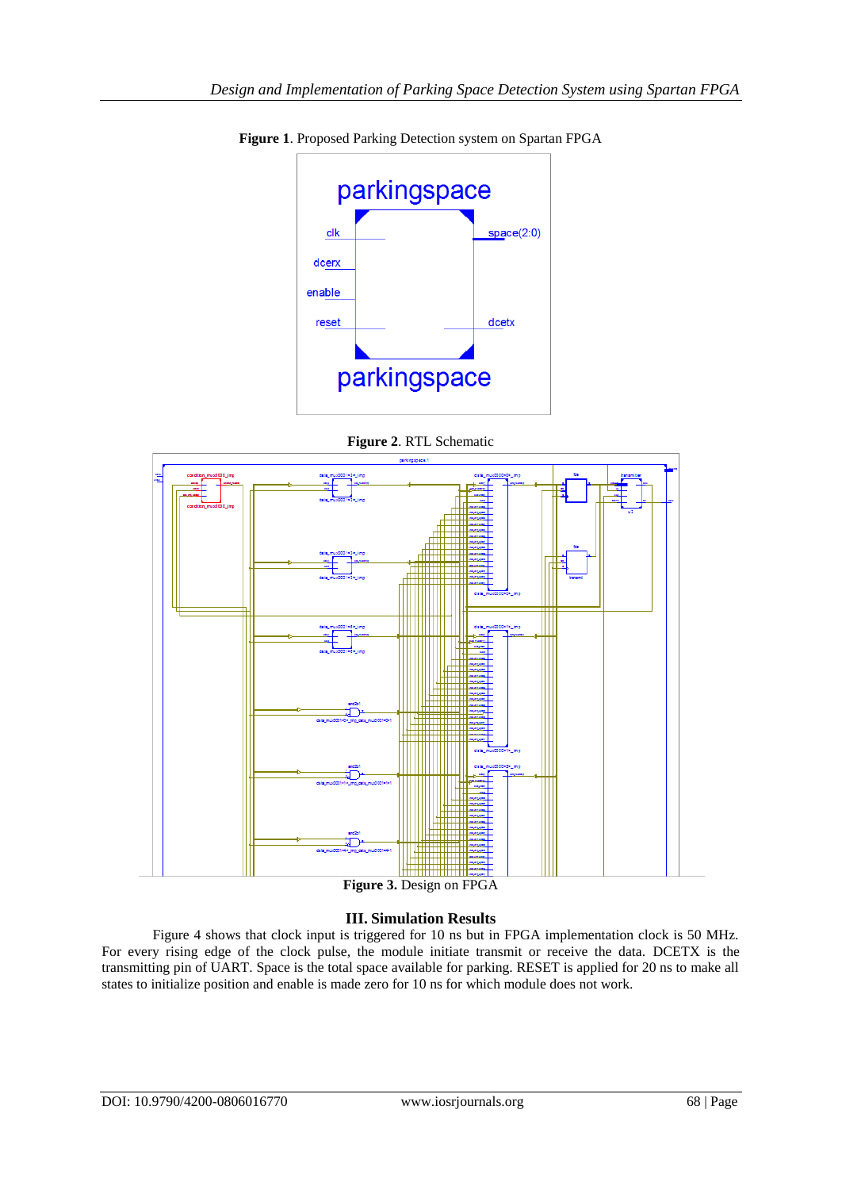**Figure 1**. Proposed Parking Detection system on Spartan FPGA

**Figure 2**. RTL Schematic

**Figure 3.** Design on FPGA

## III. Simulation Results

Figure 4 shows that clock input is triggered for 10 ns but in FPGA implementation clock is 50 MHz. For every rising edge of the clock pulse, the module initiate transmit or receive the data. DCETX is the transmitting pin of UART. Space is the total space available for parking. RESET is applied for 20 ns to make all states to initialize position and enable is made zero for 10 ns for which module does not work.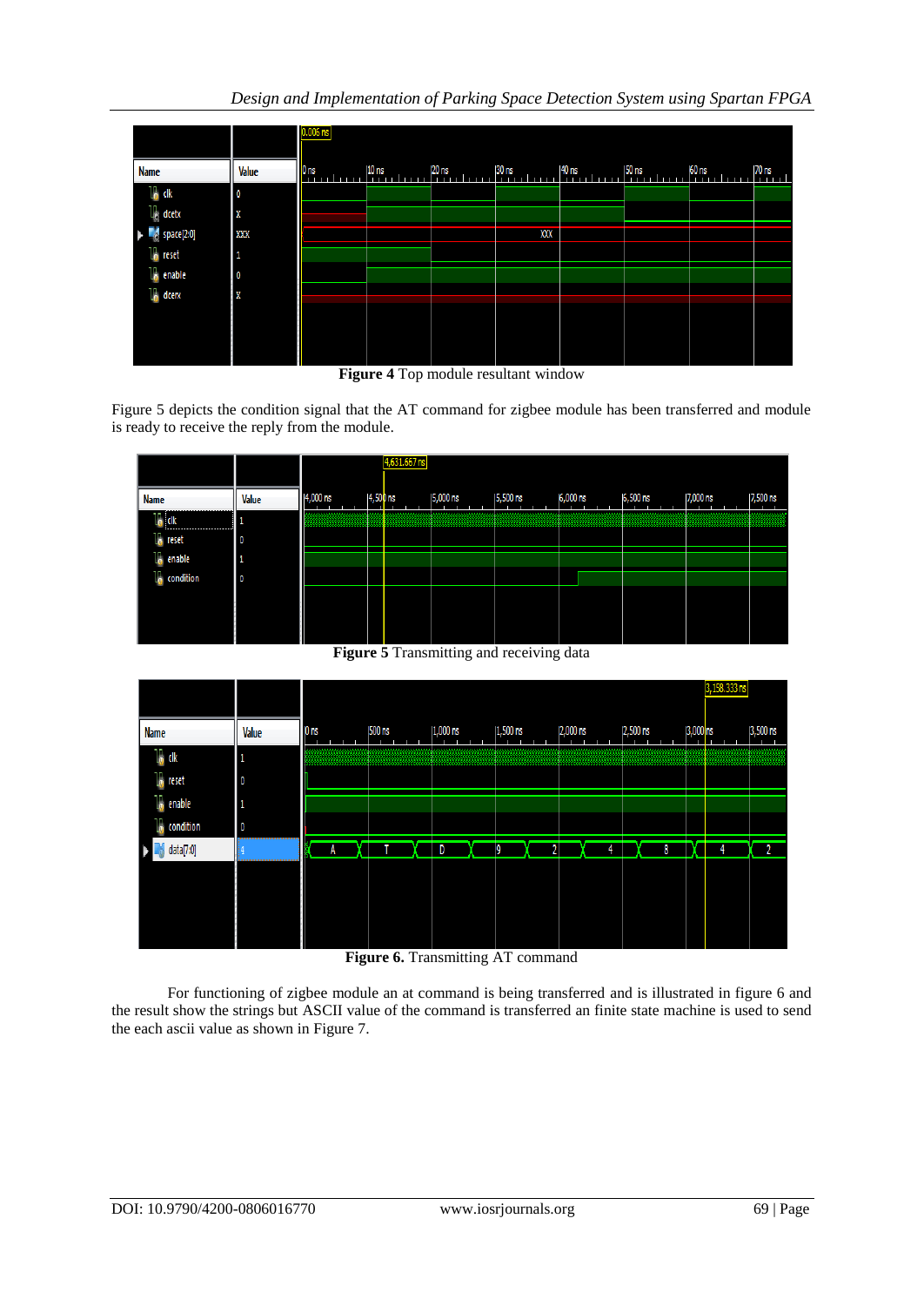**Figure 4** Top module resultant window

Figure 5 depicts the condition signal that the AT command for zigbee module has been transferred and module is ready to receive the reply from the module.

**Figure 5** Transmitting and receiving data

**Figure 6.** Transmitting AT command

For functioning of zigbee module an at command is being transferred and is illustrated in figure 6 and the result show the strings but ASCII value of the command is transferred an finite state machine is used to send the each ascii value as shown in Figure 7.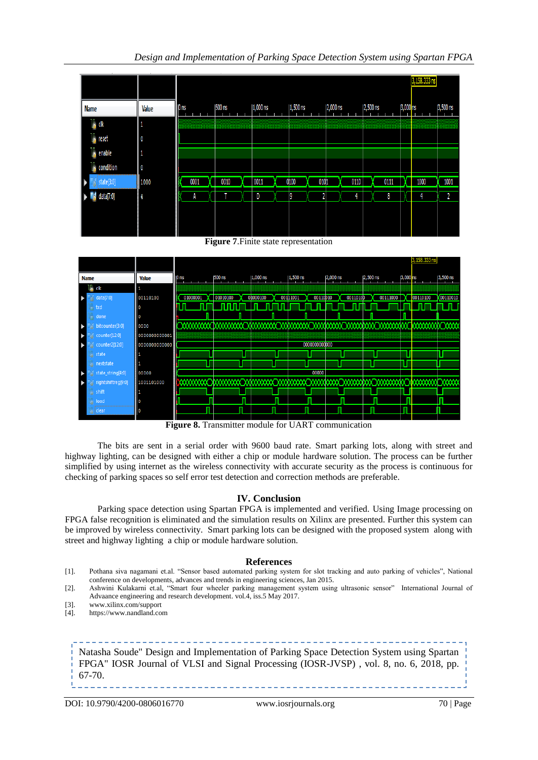Figure 7.Finite state representation

Figure 8. Transmitter module for UART communication

The bits are sent in a serial order with 9600 baud rate. Smart parking lots, along with street and highway lighting, can be designed with either a chip or module hardware solution. The process can be further simplified by using internet as the wireless connectivity with accurate security as the process is continuous for checking of parking spaces so self error test detection and correction methods are preferable.

## IV. Conclusion

Parking space detection using Spartan FPGA is implemented and verified. Using Image processing on FPGA false recognition is eliminated and the simulation results on Xilinx are presented. Further this system can be improved by wireless connectivity. Smart parking lots can be designed with the proposed system along with street and highway lighting a chip or module hardware solution.

## References

[1]. Pothana siva nagamani et.al. "Sensor based automated parking system for slot tracking and auto parking of vehicles", National conference on developments, advances and trends in engineering sciences, Jan 2015.

[2]. Ashwini Kulakarni et.al, "Smart four wheeler parking management system using ultrasonic sensor" International Journal of Advaance engineering and research development. vol.4, iss.5 May 2017.

[3]. www.xilinx.com/support

[4]. https://www.nandland.com

Natasha Soude" Design and Implementation of Parking Space Detection System using Spartan FPGA" IOSR Journal of VLSI and Signal Processing (IOSR-JVSP) , vol. 8, no. 6, 2018, pp. 67-70.